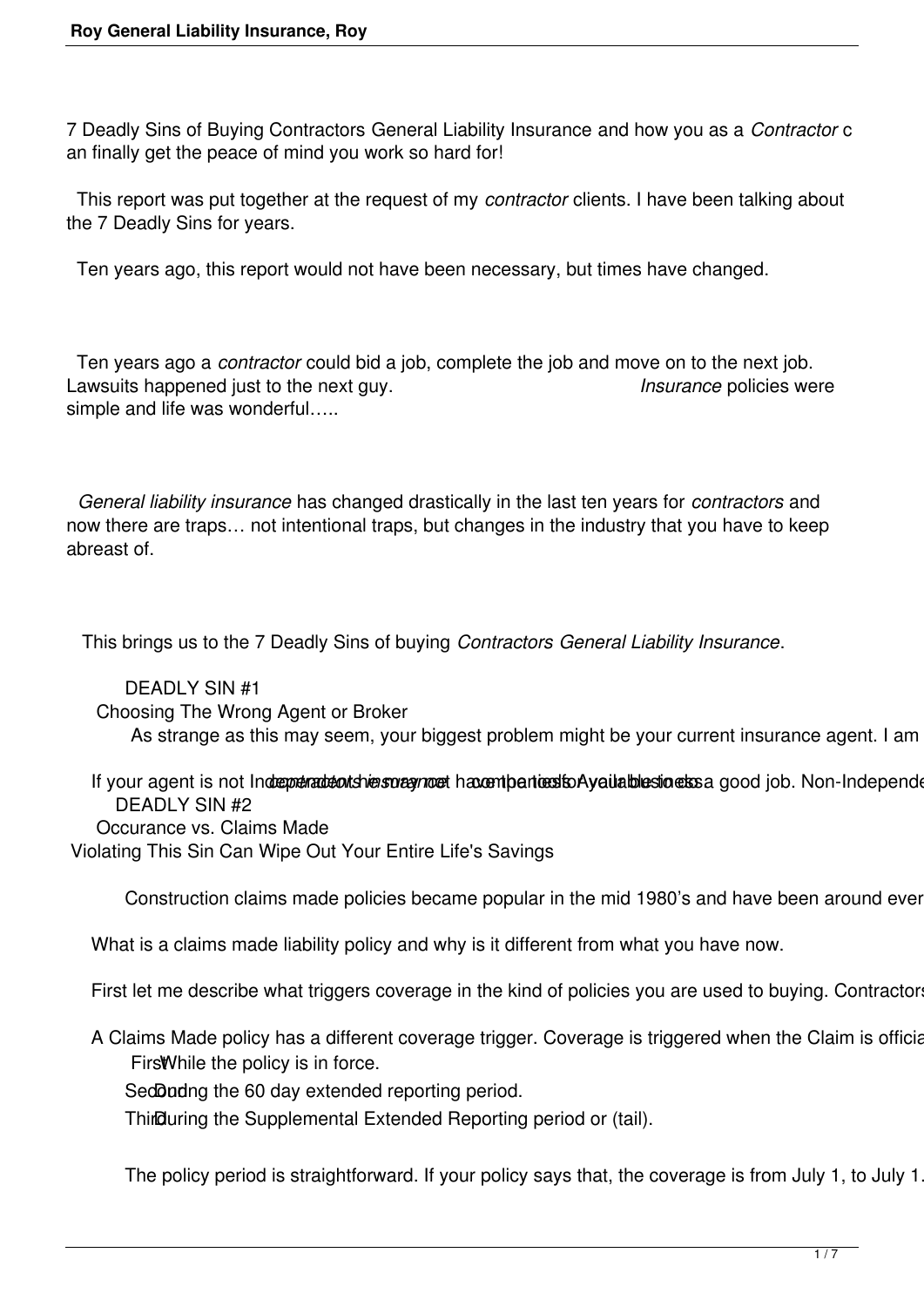7 Deadly Sins of Buying Contractors General Liability Insurance and how you as a *Contractor* can finally get the peace of mind you work so hard for!

This report was put together at the request of my *contractor* clients. I have been talking about the 7 Deadly Sins for years.

Ten years ago, this report would not have been necessary, but times have changed.

Ten years ago a *contractor* could bid a job, complete the job and move on to the next job. Lawsuits happened just to the next guy. *Insurance* policies were simple and life was wonderful…..

*General liability insurance* has changed drastically in the last ten years for *contractors* and now there are traps… not intentional traps, but changes in the industry that you have to keep abreast of.

This brings us to the 7 Deadly Sins of buying *Contractors General Liability Insurance*.

DEADLY SIN #1

Choosing The Wrong Agent or Broker

As strange as this may seem, your biggest problem might be your current insurance agent. I am

If your agent is not Independent he may not have the tools Available to do a good job. Non-Independe *contractors insurance* companies for your business

DEADLY SIN #2

Occurance vs. Claims Made

Violating This Sin Can Wipe Out Your Entire Life's Savings

Construction claims made policies became popular in the mid 1980's and have been around ever

What is a claims made liability policy and why is it different from what you have now.

First let me describe what triggers coverage in the kind of policies you are used to buying. Contractors

A Claims Made policy has a different coverage trigger. Coverage is triggered when the Claim is officia

First While the policy is in force.

Second During the 60 day extended reporting period.

Third During the Supplemental Extended Reporting period or (tail).

The policy period is straightforward. If your policy says that, the coverage is from July 1, to July 1.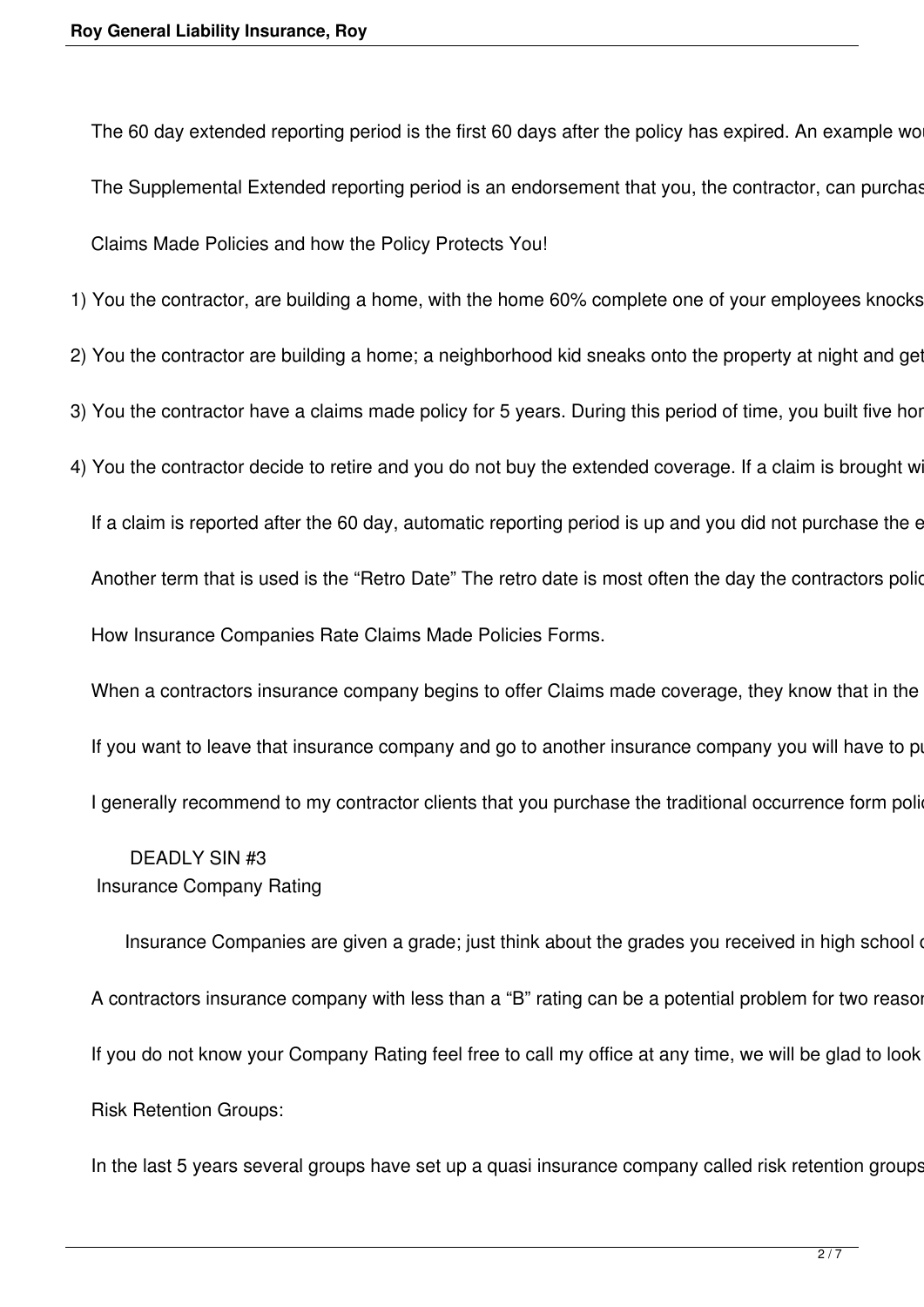The 60 day extended reporting period is the first 60 days after the policy has expired. An example wo

The Supplemental Extended reporting period is an endorsement that you, the contractor, can purchas

Claims Made Policies and how the Policy Protects You!

1) You the contractor, are building a home, with the home 60% complete one of your employees knocks

2) You the contractor are building a home; a neighborhood kid sneaks onto the property at night and get

3) You the contractor have a claims made policy for 5 years. During this period of time, you built five hor

4) You the contractor decide to retire and you do not buy the extended coverage. If a claim is brought wi

If a claim is reported after the 60 day, automatic reporting period is up and you did not purchase the e

Another term that is used is the "Retro Date" The retro date is most often the day the contractors polic

How Insurance Companies Rate Claims Made Policies Forms.

When a contractors insurance company begins to offer Claims made coverage, they know that in the

If you want to leave that insurance company and go to another insurance company you will have to pu

I generally recommend to my contractor clients that you purchase the traditional occurrence form polic

DEADLY SIN #3

Insurance Company Rating

Insurance Companies are given a grade; just think about the grades you received in high school o

A contractors insurance company with less than a "B" rating can be a potential problem for two reason

If you do not know your Company Rating feel free to call my office at any time, we will be glad to look

Risk Retention Groups:

In the last 5 years several groups have set up a quasi insurance company called risk retention groups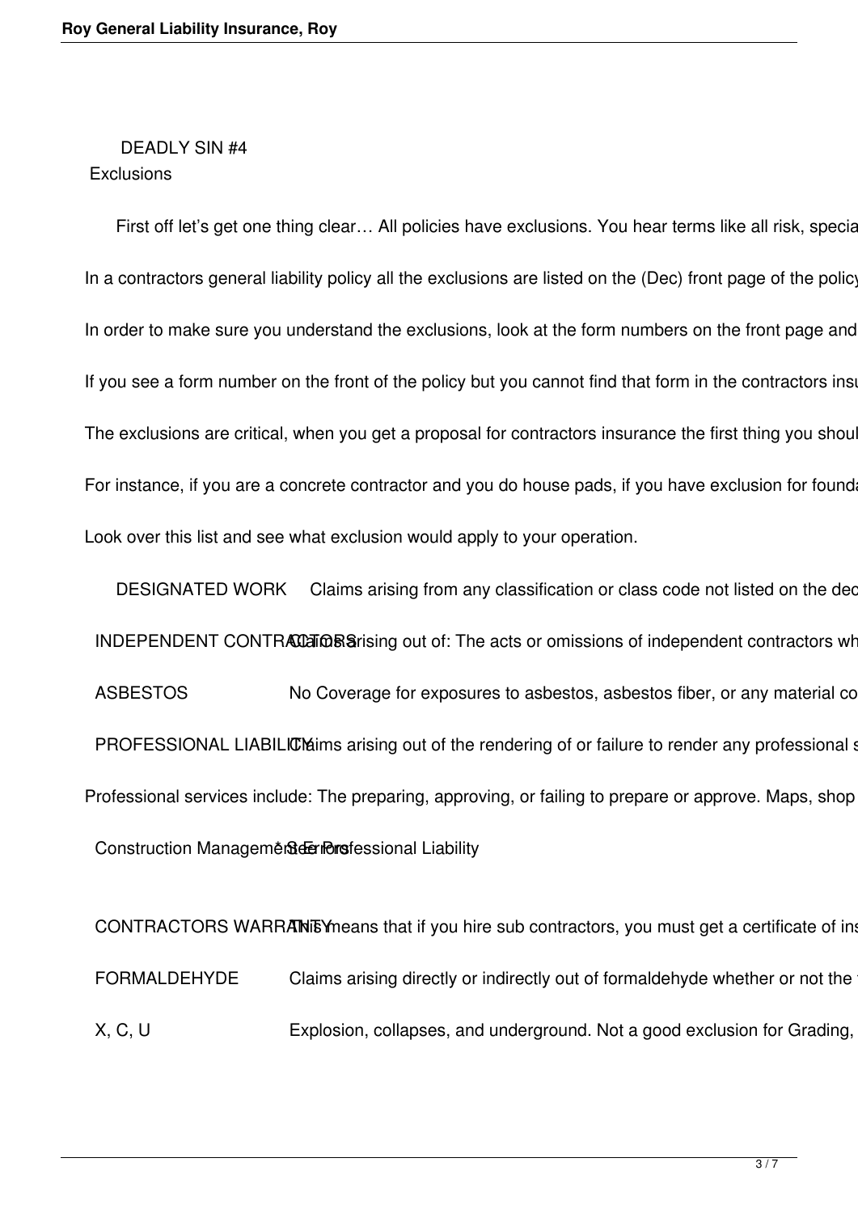DEADLY SIN #4

Exclusions

First off let's get one thing clear… All policies have exclusions. You hear terms like all risk, specia

In a contractors general liability policy all the exclusions are listed on the (Dec) front page of the policy

In order to make sure you understand the exclusions, look at the form numbers on the front page and

If you see a form number on the front of the policy but you cannot find that form in the contractors insu

The exclusions are critical, when you get a proposal for contractors insurance the first thing you shoul

For instance, if you are a concrete contractor and you do house pads, if you have exclusion for founda

Look over this list and see what exclusion would apply to your operation.

| | |
|---|---|
| DESIGNATED WORK | Claims arising from any classification or class code not listed on the dec |
| INDEPENDENT CONTRACTORS | Claims arising out of: The acts or omissions of independent contractors wh |
| ASBESTOS | No Coverage for exposures to asbestos, asbestos fiber, or any material co |
| PROFESSIONAL LIABILITY | Claims arising out of the rendering of or failure to render any professional s |

Professional services include: The preparing, approving, or failing to prepare or approve. Maps, shop

| | |
|---|---|
| Construction Management Errors | * See Professional Liability |
| CONTRACTORS WARRANTY | This means that if you hire sub contractors, you must get a certificate of ins |
| FORMALDEHYDE | Claims arising directly or indirectly out of formaldehyde whether or not the |
| X, C, U | Explosion, collapses, and underground. Not a good exclusion for Grading, |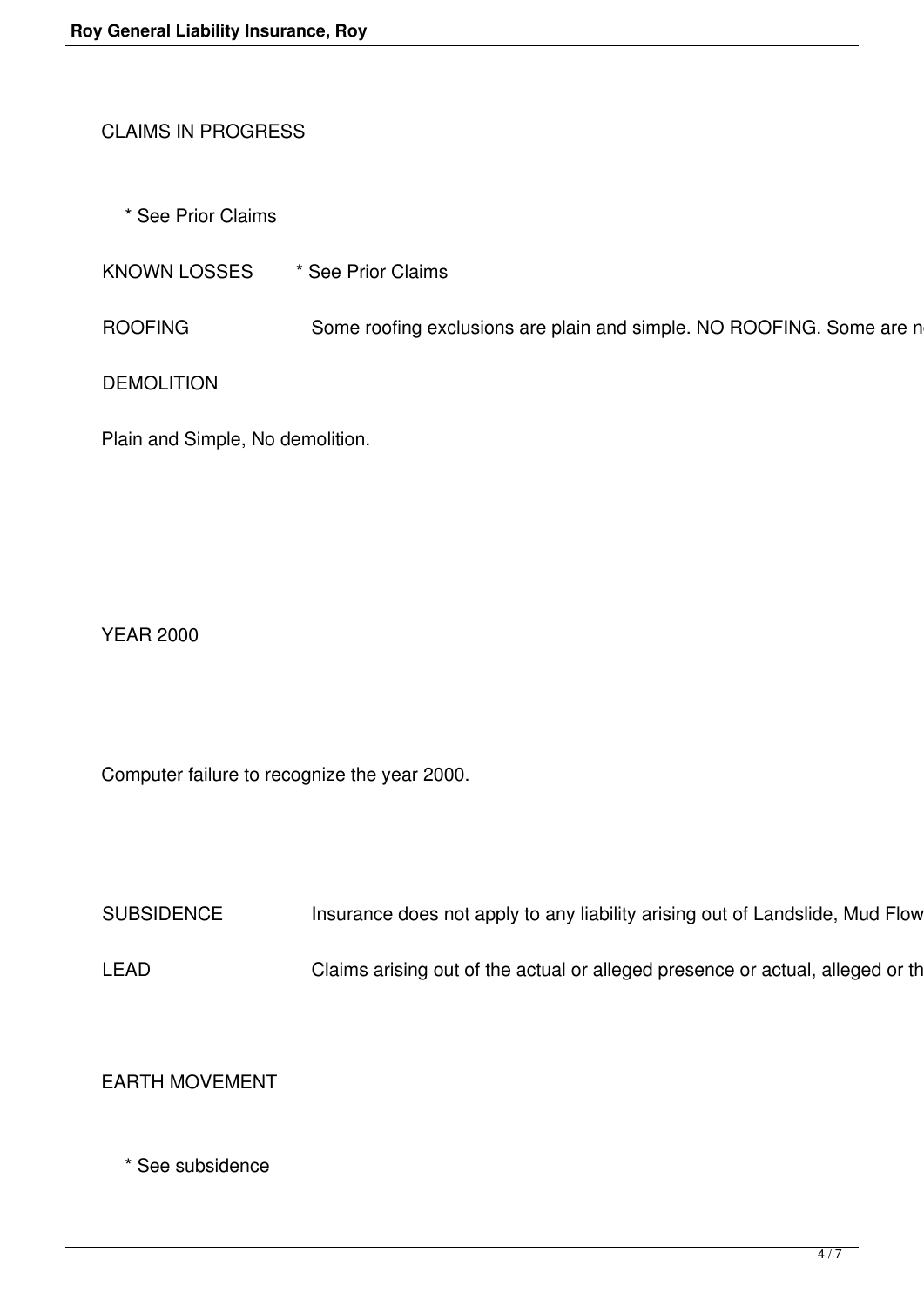CLAIMS IN PROGRESS

* See Prior Claims

KNOWN LOSSES * See Prior Claims

ROOFING Some roofing exclusions are plain and simple. NO ROOFING. Some are n

DEMOLITION

Plain and Simple, No demolition.

YEAR 2000

Computer failure to recognize the year 2000.

SUBSIDENCE Insurance does not apply to any liability arising out of Landslide, Mud Flow

LEAD Claims arising out of the actual or alleged presence or actual, alleged or th

EARTH MOVEMENT

* See subsidence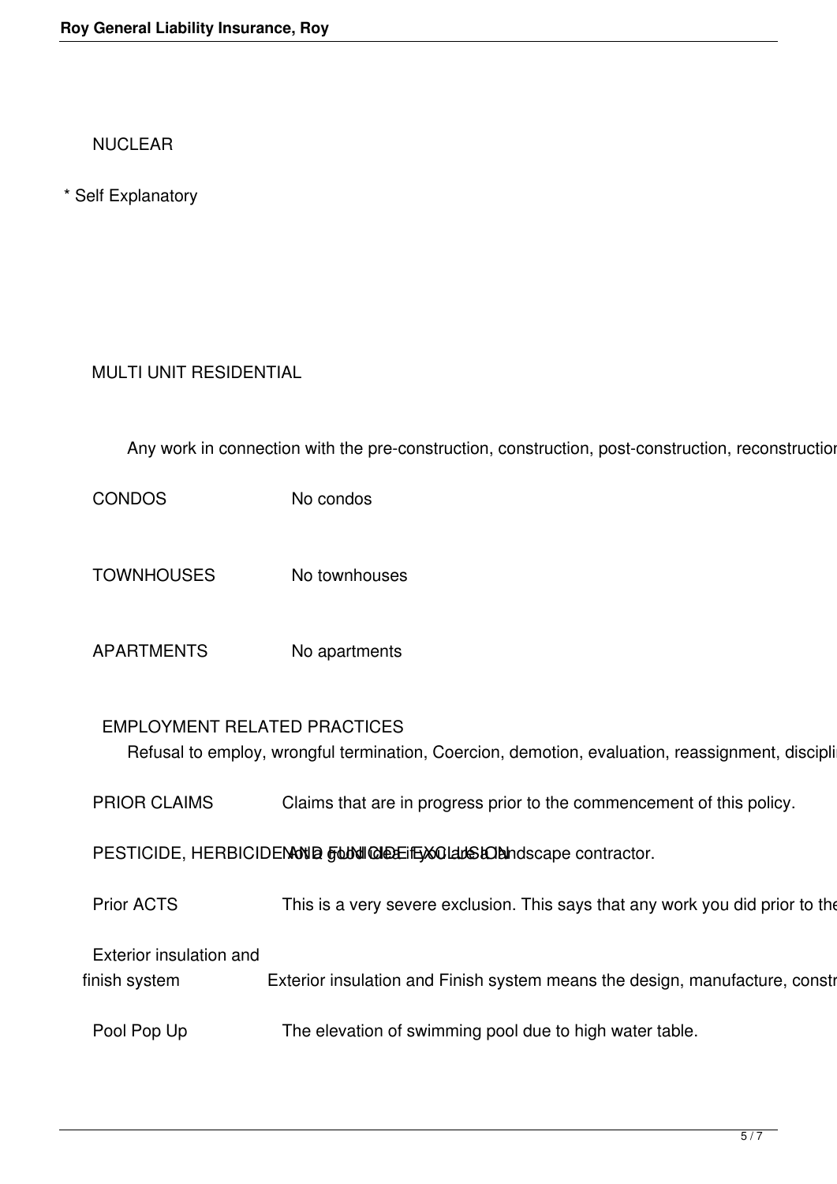NUCLEAR

* Self Explanatory

MULTI UNIT RESIDENTIAL

Any work in connection with the pre-construction, construction, post-construction, reconstruction

CONDOS No condos

TOWNHOUSES No townhouses

APARTMENTS No apartments

EMPLOYMENT RELATED PRACTICES

Refusal to employ, wrongful termination, Coercion, demotion, evaluation, reassignment, discipli

PRIOR CLAIMS Claims that are in progress prior to the commencement of this policy.

PESTICIDE, HERBICIDE AND FUNGICIDE EXCLUSION Not a good idea if you are a landscape contractor.

Prior ACTS This is a very severe exclusion. This says that any work you did prior to the

Exterior insulation and finish system Exterior insulation and Finish system means the design, manufacture, constr

Pool Pop Up The elevation of swimming pool due to high water table.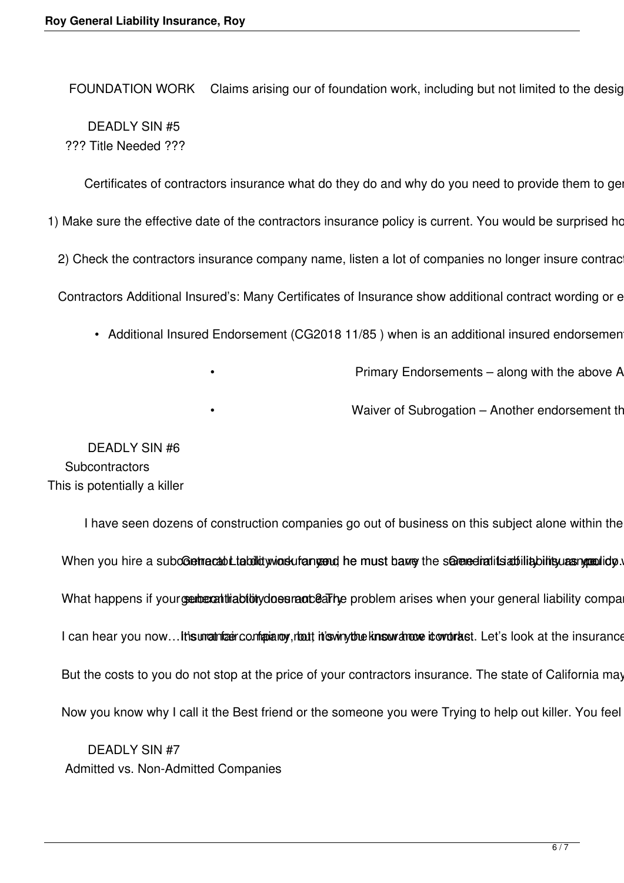FOUNDATION WORK Claims arising our of foundation work, including but not limited to the desig

DEADLY SIN #5

??? Title Needed ???

Certificates of contractors insurance what do they do and why do you need to provide them to ger

1) Make sure the effective date of the contractors insurance policy is current. You would be surprised ho

2) Check the contractors insurance company name, listen a lot of companies no longer insure contract

Contractors Additional Insured's: Many Certificates of Insurance show additional contract wording or e

- Additional Insured Endorsement (CG2018 11/85 ) when is an additional insured endorsemen
  - Primary Endorsements – along with the above A
  - Waiver of Subrogation – Another endorsement th

DEADLY SIN #6

Subcontractors

This is potentially a killer

I have seen dozens of construction companies go out of business on this subject alone within the

When you hire a subcontractor to do work for you, he must carry the same limits of liability as you do. General Liability insurance General Liability insurance policy

What happens if your subcontractor does not carry general liability insurance? The problem arises when your general liability compar

I can hear you now… It's not fair… It's not fair to my company, but it's in the insurance contract. Let's look at the insurance

But the costs to you do not stop at the price of your contractors insurance. The state of California may

Now you know why I call it the Best friend or the someone you were Trying to help out killer. You feel

DEADLY SIN #7

Admitted vs. Non-Admitted Companies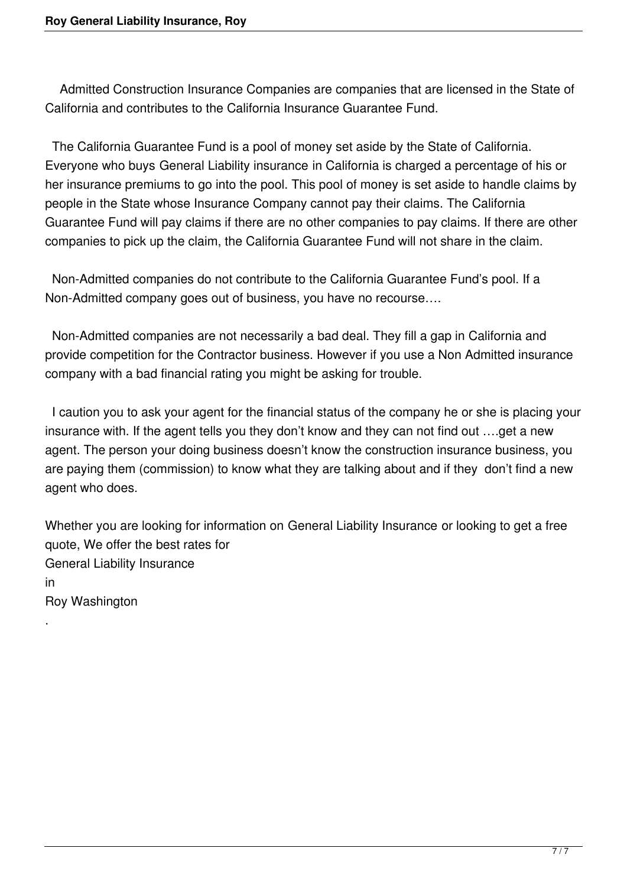Admitted Construction Insurance Companies are companies that are licensed in the State of California and contributes to the California Insurance Guarantee Fund.

The California Guarantee Fund is a pool of money set aside by the State of California. Everyone who buys General Liability insurance in California is charged a percentage of his or her insurance premiums to go into the pool. This pool of money is set aside to handle claims by people in the State whose Insurance Company cannot pay their claims. The California Guarantee Fund will pay claims if there are no other companies to pay claims. If there are other companies to pick up the claim, the California Guarantee Fund will not share in the claim.

Non-Admitted companies do not contribute to the California Guarantee Fund's pool. If a Non-Admitted company goes out of business, you have no recourse….

Non-Admitted companies are not necessarily a bad deal. They fill a gap in California and provide competition for the Contractor business. However if you use a Non Admitted insurance company with a bad financial rating you might be asking for trouble.

I caution you to ask your agent for the financial status of the company he or she is placing your insurance with. If the agent tells you they don't know and they can not find out ….get a new agent. The person your doing business doesn't know the construction insurance business, you are paying them (commission) to know what they are talking about and if they don't find a new agent who does.

Whether you are looking for information on General Liability Insurance or looking to get a free quote, We offer the best rates for
General Liability Insurance
in
Roy Washington
.